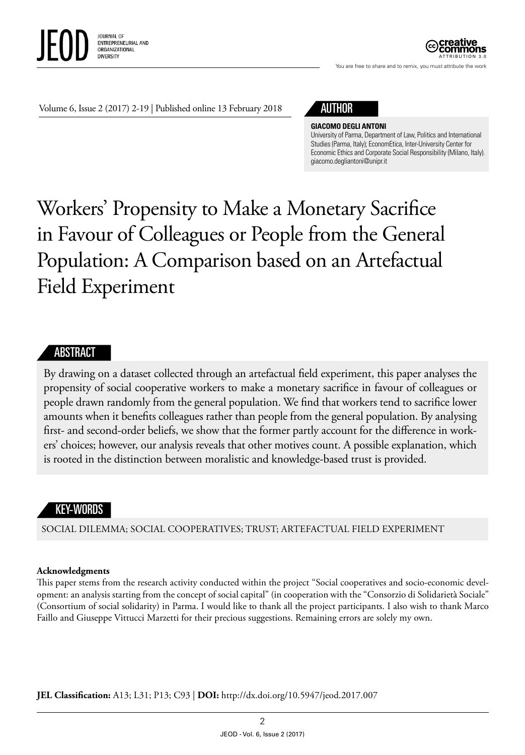Volume 6, Issue 2 (2017) 2-19 | Published online 13 February 2018

## AUTHOR

**GIACOMO DEGLI ANTONI**
University of Parma, Department of Law, Politics and International Studies (Parma, Italy); EconomEtica, Inter-University Center for Economic Ethics and Corporate Social Responsibility (Milano, Italy). giacomo.degliantoni@unipr.it

# Workers' Propensity to Make a Monetary Sacrifice in Favour of Colleagues or People from the General Population: A Comparison based on an Artefactual Field Experiment

## ABSTRACT

By drawing on a dataset collected through an artefactual field experiment, this paper analyses the propensity of social cooperative workers to make a monetary sacrifice in favour of colleagues or people drawn randomly from the general population. We find that workers tend to sacrifice lower amounts when it benefits colleagues rather than people from the general population. By analysing first- and second-order beliefs, we show that the former partly account for the difference in workers' choices; however, our analysis reveals that other motives count. A possible explanation, which is rooted in the distinction between moralistic and knowledge-based trust is provided.

## KEY-WORDS

SOCIAL DILEMMA; SOCIAL COOPERATIVES; TRUST; ARTEFACTUAL FIELD EXPERIMENT

**Acknowledgments**
This paper stems from the research activity conducted within the project "Social cooperatives and socio-economic development: an analysis starting from the concept of social capital" (in cooperation with the "Consorzio di Solidarietà Sociale" (Consortium of social solidarity) in Parma. I would like to thank all the project participants. I also wish to thank Marco Faillo and Giuseppe Vittucci Marzetti for their precious suggestions. Remaining errors are solely my own.

**JEL Classification:** A13; L31; P13; C93 | **DOI:** http://dx.doi.org/10.5947/jeod.2017.007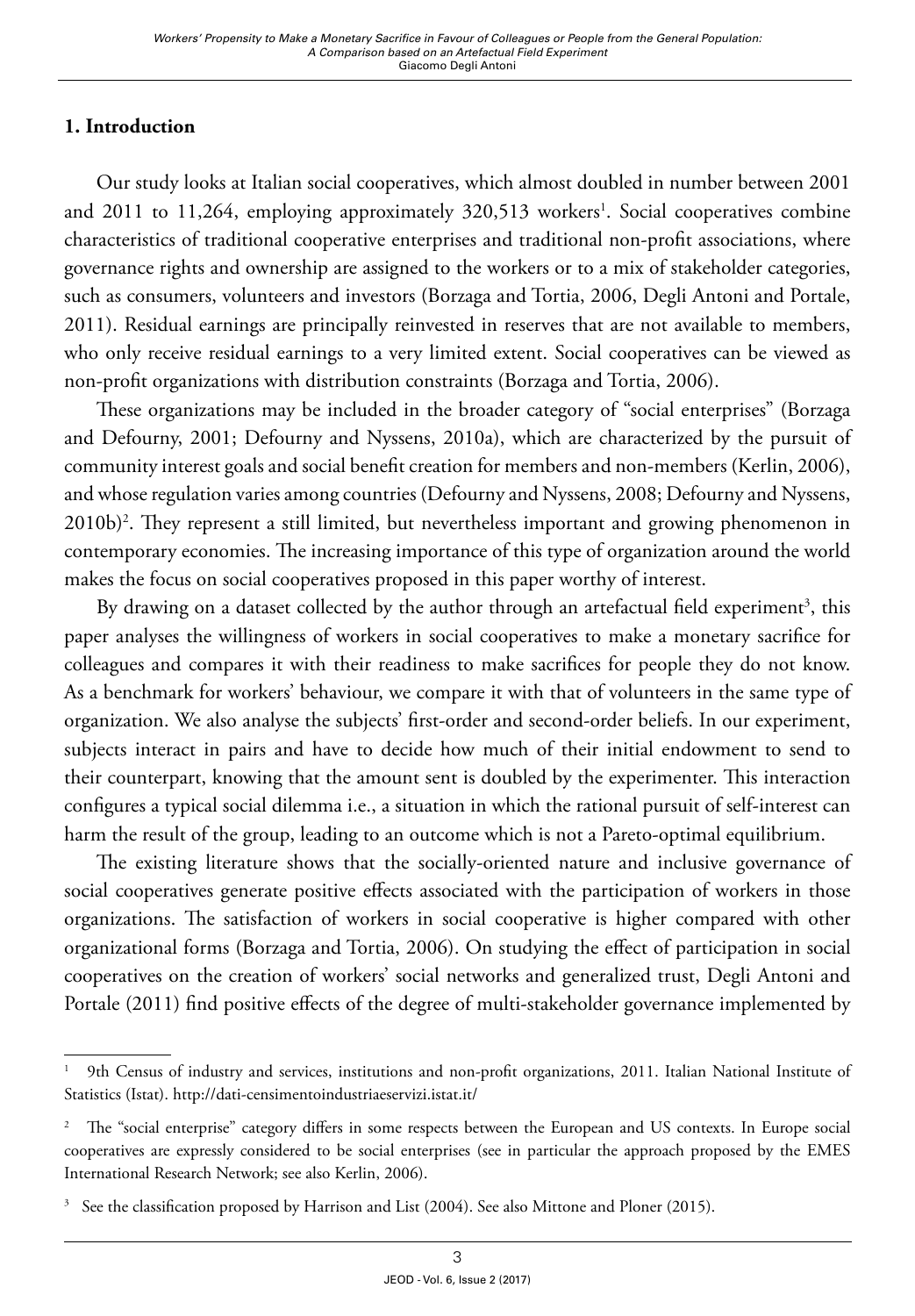## 1. Introduction

Our study looks at Italian social cooperatives, which almost doubled in number between 2001 and 2011 to 11,264, employing approximately 320,513 workers[1]. Social cooperatives combine characteristics of traditional cooperative enterprises and traditional non-profit associations, where governance rights and ownership are assigned to the workers or to a mix of stakeholder categories, such as consumers, volunteers and investors (Borzaga and Tortia, 2006, Degli Antoni and Portale, 2011). Residual earnings are principally reinvested in reserves that are not available to members, who only receive residual earnings to a very limited extent. Social cooperatives can be viewed as non-profit organizations with distribution constraints (Borzaga and Tortia, 2006).

These organizations may be included in the broader category of "social enterprises" (Borzaga and Defourny, 2001; Defourny and Nyssens, 2010a), which are characterized by the pursuit of community interest goals and social benefit creation for members and non-members (Kerlin, 2006), and whose regulation varies among countries (Defourny and Nyssens, 2008; Defourny and Nyssens, 2010b)[2]. They represent a still limited, but nevertheless important and growing phenomenon in contemporary economies. The increasing importance of this type of organization around the world makes the focus on social cooperatives proposed in this paper worthy of interest.

By drawing on a dataset collected by the author through an artefactual field experiment[3], this paper analyses the willingness of workers in social cooperatives to make a monetary sacrifice for colleagues and compares it with their readiness to make sacrifices for people they do not know. As a benchmark for workers' behaviour, we compare it with that of volunteers in the same type of organization. We also analyse the subjects' first-order and second-order beliefs. In our experiment, subjects interact in pairs and have to decide how much of their initial endowment to send to their counterpart, knowing that the amount sent is doubled by the experimenter. This interaction configures a typical social dilemma i.e., a situation in which the rational pursuit of self-interest can harm the result of the group, leading to an outcome which is not a Pareto-optimal equilibrium.

The existing literature shows that the socially-oriented nature and inclusive governance of social cooperatives generate positive effects associated with the participation of workers in those organizations. The satisfaction of workers in social cooperative is higher compared with other organizational forms (Borzaga and Tortia, 2006). On studying the effect of participation in social cooperatives on the creation of workers' social networks and generalized trust, Degli Antoni and Portale (2011) find positive effects of the degree of multi-stakeholder governance implemented by

---

[1] 9th Census of industry and services, institutions and non-profit organizations, 2011. Italian National Institute of Statistics (Istat). http://dati-censimentoindustriaeservizi.istat.it/

[2] The "social enterprise" category differs in some respects between the European and US contexts. In Europe social cooperatives are expressly considered to be social enterprises (see in particular the approach proposed by the EMES International Research Network; see also Kerlin, 2006).

[3] See the classification proposed by Harrison and List (2004). See also Mittone and Ploner (2015).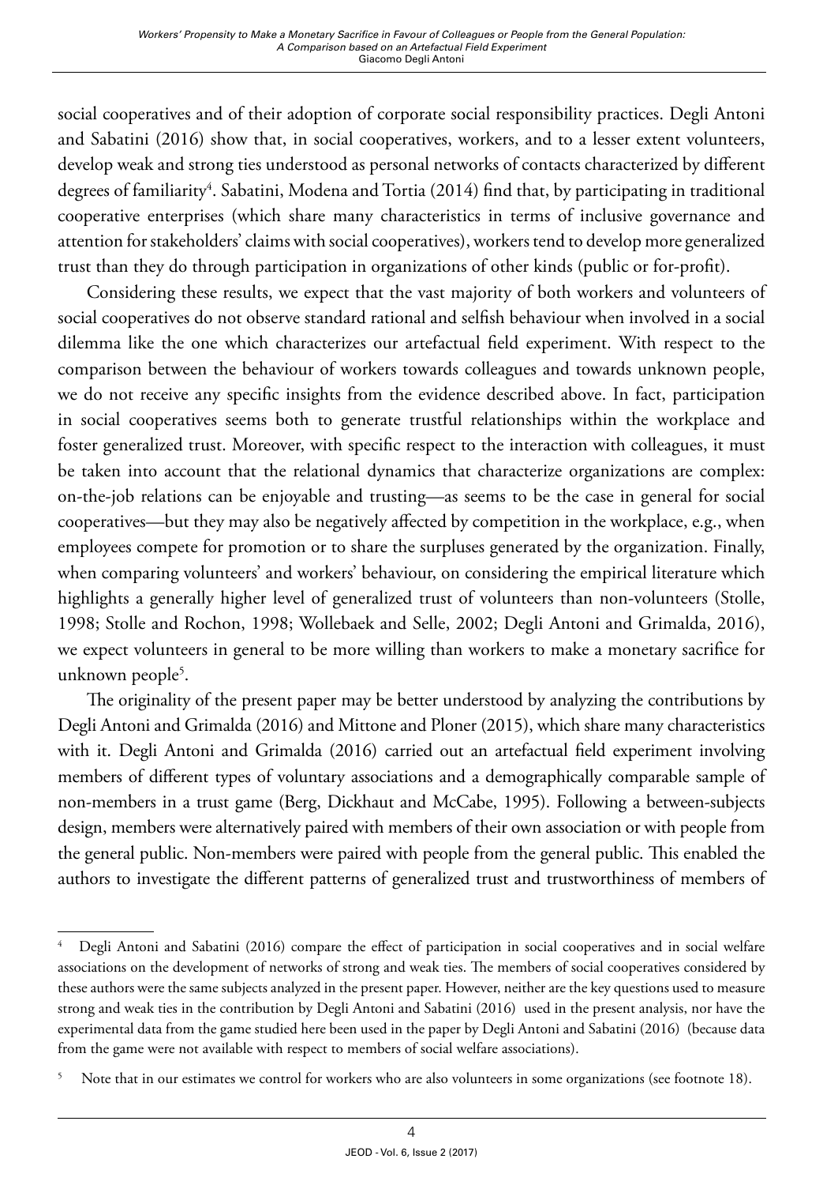social cooperatives and of their adoption of corporate social responsibility practices. Degli Antoni and Sabatini (2016) show that, in social cooperatives, workers, and to a lesser extent volunteers, develop weak and strong ties understood as personal networks of contacts characterized by different degrees of familiarity[4]. Sabatini, Modena and Tortia (2014) find that, by participating in traditional cooperative enterprises (which share many characteristics in terms of inclusive governance and attention for stakeholders' claims with social cooperatives), workers tend to develop more generalized trust than they do through participation in organizations of other kinds (public or for-profit).

Considering these results, we expect that the vast majority of both workers and volunteers of social cooperatives do not observe standard rational and selfish behaviour when involved in a social dilemma like the one which characterizes our artefactual field experiment. With respect to the comparison between the behaviour of workers towards colleagues and towards unknown people, we do not receive any specific insights from the evidence described above. In fact, participation in social cooperatives seems both to generate trustful relationships within the workplace and foster generalized trust. Moreover, with specific respect to the interaction with colleagues, it must be taken into account that the relational dynamics that characterize organizations are complex: on-the-job relations can be enjoyable and trusting—as seems to be the case in general for social cooperatives—but they may also be negatively affected by competition in the workplace, e.g., when employees compete for promotion or to share the surpluses generated by the organization. Finally, when comparing volunteers' and workers' behaviour, on considering the empirical literature which highlights a generally higher level of generalized trust of volunteers than non-volunteers (Stolle, 1998; Stolle and Rochon, 1998; Wollebaek and Selle, 2002; Degli Antoni and Grimalda, 2016), we expect volunteers in general to be more willing than workers to make a monetary sacrifice for unknown people[5].

The originality of the present paper may be better understood by analyzing the contributions by Degli Antoni and Grimalda (2016) and Mittone and Ploner (2015), which share many characteristics with it. Degli Antoni and Grimalda (2016) carried out an artefactual field experiment involving members of different types of voluntary associations and a demographically comparable sample of non-members in a trust game (Berg, Dickhaut and McCabe, 1995). Following a between-subjects design, members were alternatively paired with members of their own association or with people from the general public. Non-members were paired with people from the general public. This enabled the authors to investigate the different patterns of generalized trust and trustworthiness of members of

---

[4] Degli Antoni and Sabatini (2016) compare the effect of participation in social cooperatives and in social welfare associations on the development of networks of strong and weak ties. The members of social cooperatives considered by these authors were the same subjects analyzed in the present paper. However, neither are the key questions used to measure strong and weak ties in the contribution by Degli Antoni and Sabatini (2016) used in the present analysis, nor have the experimental data from the game studied here been used in the paper by Degli Antoni and Sabatini (2016) (because data from the game were not available with respect to members of social welfare associations).

[5] Note that in our estimates we control for workers who are also volunteers in some organizations (see footnote 18).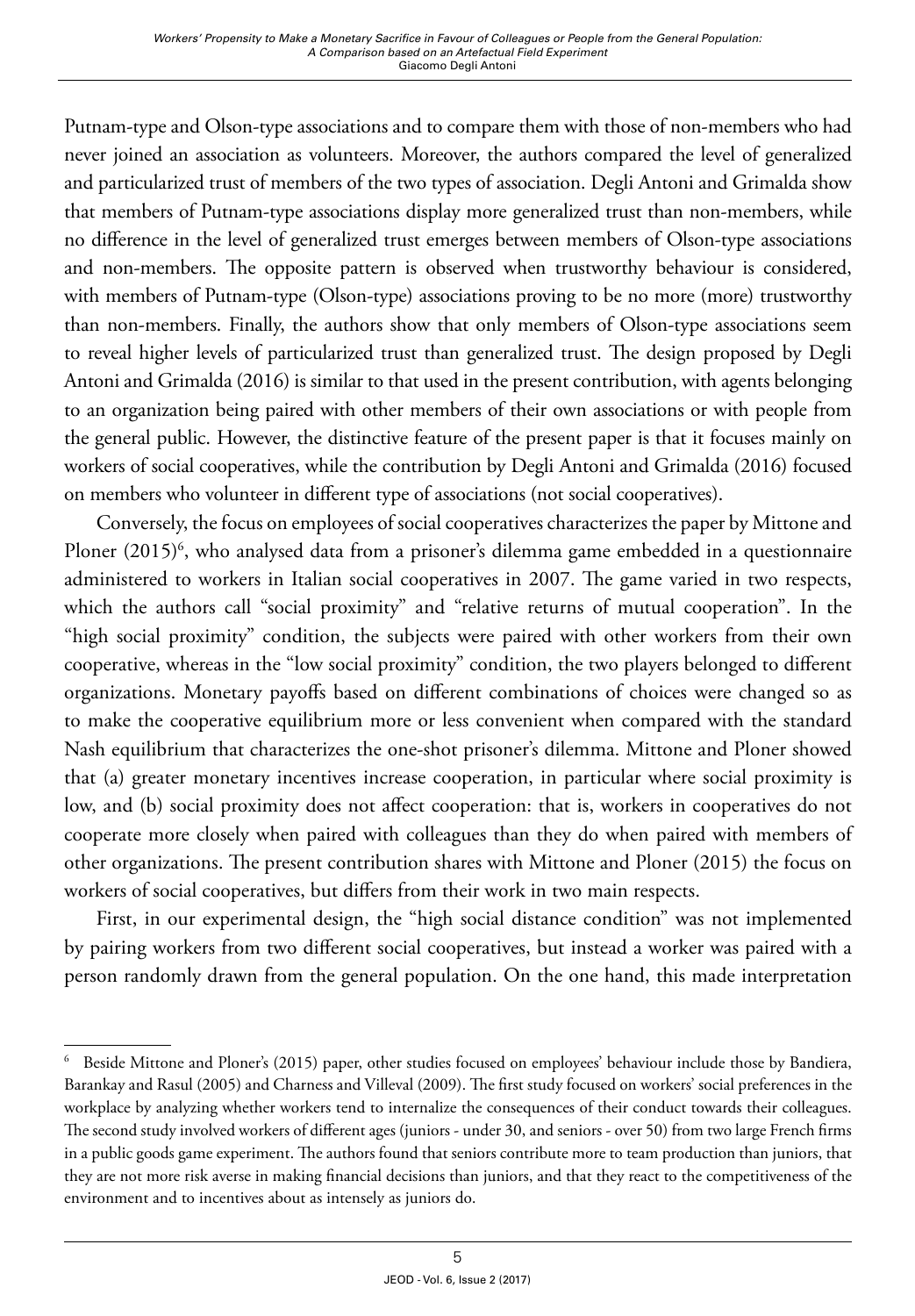Putnam-type and Olson-type associations and to compare them with those of non-members who had never joined an association as volunteers. Moreover, the authors compared the level of generalized and particularized trust of members of the two types of association. Degli Antoni and Grimalda show that members of Putnam-type associations display more generalized trust than non-members, while no difference in the level of generalized trust emerges between members of Olson-type associations and non-members. The opposite pattern is observed when trustworthy behaviour is considered, with members of Putnam-type (Olson-type) associations proving to be no more (more) trustworthy than non-members. Finally, the authors show that only members of Olson-type associations seem to reveal higher levels of particularized trust than generalized trust. The design proposed by Degli Antoni and Grimalda (2016) is similar to that used in the present contribution, with agents belonging to an organization being paired with other members of their own associations or with people from the general public. However, the distinctive feature of the present paper is that it focuses mainly on workers of social cooperatives, while the contribution by Degli Antoni and Grimalda (2016) focused on members who volunteer in different type of associations (not social cooperatives).

Conversely, the focus on employees of social cooperatives characterizes the paper by Mittone and Ploner (2015)[6], who analysed data from a prisoner's dilemma game embedded in a questionnaire administered to workers in Italian social cooperatives in 2007. The game varied in two respects, which the authors call "social proximity" and "relative returns of mutual cooperation". In the "high social proximity" condition, the subjects were paired with other workers from their own cooperative, whereas in the "low social proximity" condition, the two players belonged to different organizations. Monetary payoffs based on different combinations of choices were changed so as to make the cooperative equilibrium more or less convenient when compared with the standard Nash equilibrium that characterizes the one-shot prisoner's dilemma. Mittone and Ploner showed that (a) greater monetary incentives increase cooperation, in particular where social proximity is low, and (b) social proximity does not affect cooperation: that is, workers in cooperatives do not cooperate more closely when paired with colleagues than they do when paired with members of other organizations. The present contribution shares with Mittone and Ploner (2015) the focus on workers of social cooperatives, but differs from their work in two main respects.

First, in our experimental design, the "high social distance condition" was not implemented by pairing workers from two different social cooperatives, but instead a worker was paired with a person randomly drawn from the general population. On the one hand, this made interpretation

[6] Beside Mittone and Ploner's (2015) paper, other studies focused on employees' behaviour include those by Bandiera, Barankay and Rasul (2005) and Charness and Villeval (2009). The first study focused on workers' social preferences in the workplace by analyzing whether workers tend to internalize the consequences of their conduct towards their colleagues. The second study involved workers of different ages (juniors - under 30, and seniors - over 50) from two large French firms in a public goods game experiment. The authors found that seniors contribute more to team production than juniors, that they are not more risk averse in making financial decisions than juniors, and that they react to the competitiveness of the environment and to incentives about as intensely as juniors do.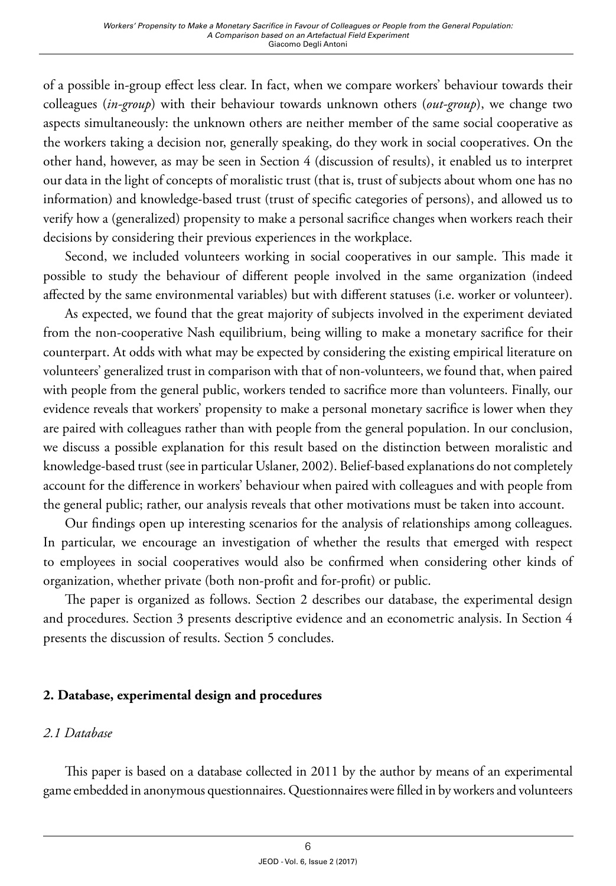of a possible in-group effect less clear. In fact, when we compare workers' behaviour towards their colleagues (*in-group*) with their behaviour towards unknown others (*out-group*), we change two aspects simultaneously: the unknown others are neither member of the same social cooperative as the workers taking a decision nor, generally speaking, do they work in social cooperatives. On the other hand, however, as may be seen in Section 4 (discussion of results), it enabled us to interpret our data in the light of concepts of moralistic trust (that is, trust of subjects about whom one has no information) and knowledge-based trust (trust of specific categories of persons), and allowed us to verify how a (generalized) propensity to make a personal sacrifice changes when workers reach their decisions by considering their previous experiences in the workplace.

Second, we included volunteers working in social cooperatives in our sample. This made it possible to study the behaviour of different people involved in the same organization (indeed affected by the same environmental variables) but with different statuses (i.e. worker or volunteer).

As expected, we found that the great majority of subjects involved in the experiment deviated from the non-cooperative Nash equilibrium, being willing to make a monetary sacrifice for their counterpart. At odds with what may be expected by considering the existing empirical literature on volunteers' generalized trust in comparison with that of non-volunteers, we found that, when paired with people from the general public, workers tended to sacrifice more than volunteers. Finally, our evidence reveals that workers' propensity to make a personal monetary sacrifice is lower when they are paired with colleagues rather than with people from the general population. In our conclusion, we discuss a possible explanation for this result based on the distinction between moralistic and knowledge-based trust (see in particular Uslaner, 2002). Belief-based explanations do not completely account for the difference in workers' behaviour when paired with colleagues and with people from the general public; rather, our analysis reveals that other motivations must be taken into account.

Our findings open up interesting scenarios for the analysis of relationships among colleagues. In particular, we encourage an investigation of whether the results that emerged with respect to employees in social cooperatives would also be confirmed when considering other kinds of organization, whether private (both non-profit and for-profit) or public.

The paper is organized as follows. Section 2 describes our database, the experimental design and procedures. Section 3 presents descriptive evidence and an econometric analysis. In Section 4 presents the discussion of results. Section 5 concludes.

## 2. Database, experimental design and procedures

### *2.1 Database*

This paper is based on a database collected in 2011 by the author by means of an experimental game embedded in anonymous questionnaires. Questionnaires were filled in by workers and volunteers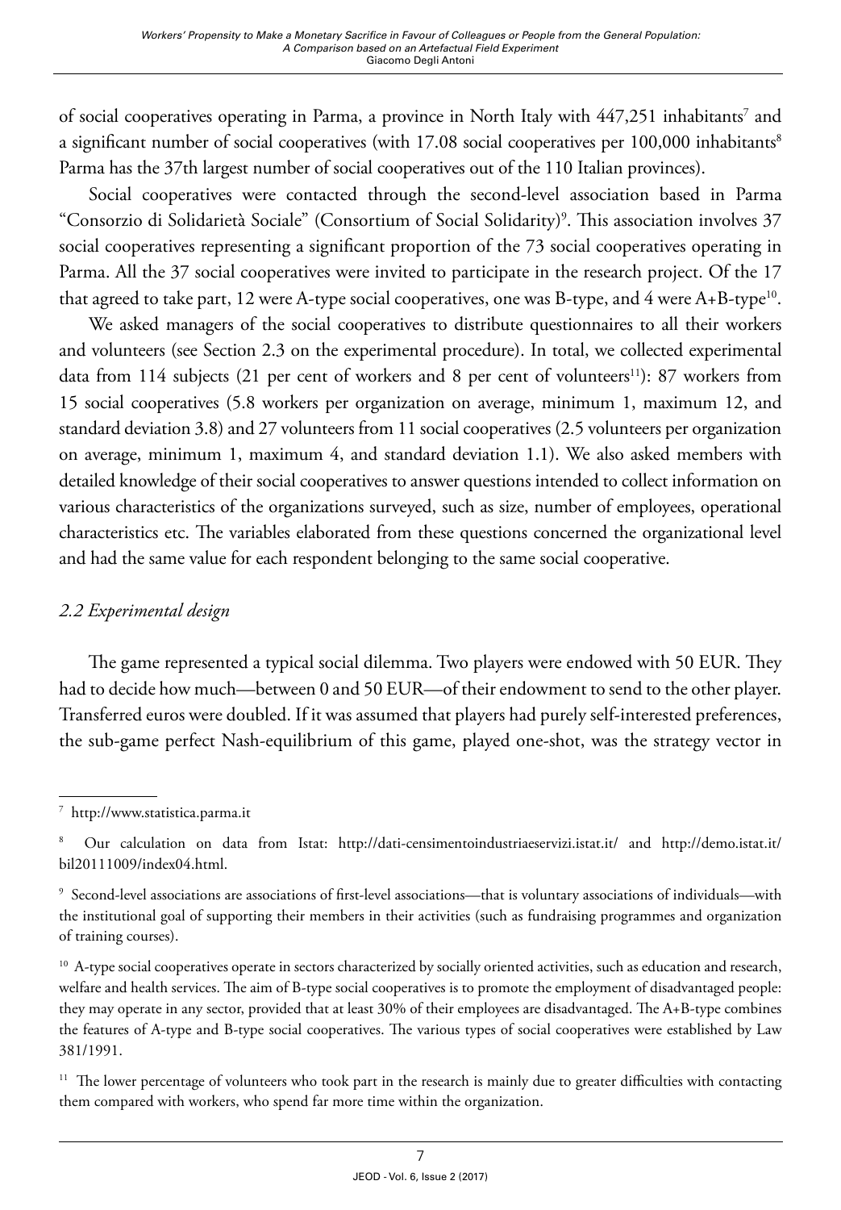of social cooperatives operating in Parma, a province in North Italy with 447,251 inhabitants[7] and a significant number of social cooperatives (with 17.08 social cooperatives per 100,000 inhabitants[8] Parma has the 37th largest number of social cooperatives out of the 110 Italian provinces).

Social cooperatives were contacted through the second-level association based in Parma "Consorzio di Solidarietà Sociale" (Consortium of Social Solidarity)[9]. This association involves 37 social cooperatives representing a significant proportion of the 73 social cooperatives operating in Parma. All the 37 social cooperatives were invited to participate in the research project. Of the 17 that agreed to take part, 12 were A-type social cooperatives, one was B-type, and 4 were A+B-type[10].

We asked managers of the social cooperatives to distribute questionnaires to all their workers and volunteers (see Section 2.3 on the experimental procedure). In total, we collected experimental data from 114 subjects (21 per cent of workers and 8 per cent of volunteers[11]): 87 workers from 15 social cooperatives (5.8 workers per organization on average, minimum 1, maximum 12, and standard deviation 3.8) and 27 volunteers from 11 social cooperatives (2.5 volunteers per organization on average, minimum 1, maximum 4, and standard deviation 1.1). We also asked members with detailed knowledge of their social cooperatives to answer questions intended to collect information on various characteristics of the organizations surveyed, such as size, number of employees, operational characteristics etc. The variables elaborated from these questions concerned the organizational level and had the same value for each respondent belonging to the same social cooperative.

### *2.2 Experimental design*

The game represented a typical social dilemma. Two players were endowed with 50 EUR. They had to decide how much—between 0 and 50 EUR—of their endowment to send to the other player. Transferred euros were doubled. If it was assumed that players had purely self-interested preferences, the sub-game perfect Nash-equilibrium of this game, played one-shot, was the strategy vector in

---

[7] http://www.statistica.parma.it

[8] Our calculation on data from Istat: http://dati-censimentoindustriaeservizi.istat.it/ and http://demo.istat.it/bil20111009/index04.html.

[9] Second-level associations are associations of first-level associations—that is voluntary associations of individuals—with the institutional goal of supporting their members in their activities (such as fundraising programmes and organization of training courses).

[10] A-type social cooperatives operate in sectors characterized by socially oriented activities, such as education and research, welfare and health services. The aim of B-type social cooperatives is to promote the employment of disadvantaged people: they may operate in any sector, provided that at least 30% of their employees are disadvantaged. The A+B-type combines the features of A-type and B-type social cooperatives. The various types of social cooperatives were established by Law 381/1991.

[11] The lower percentage of volunteers who took part in the research is mainly due to greater difficulties with contacting them compared with workers, who spend far more time within the organization.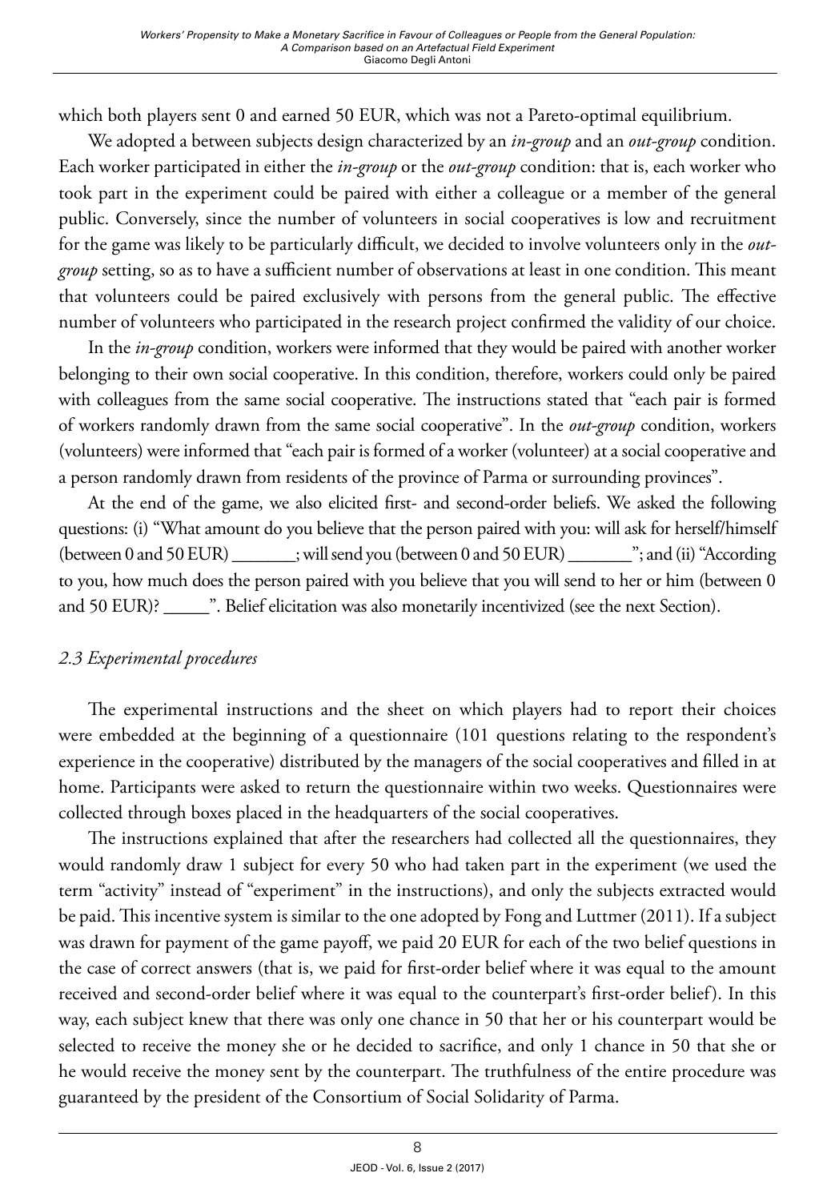which both players sent 0 and earned 50 EUR, which was not a Pareto-optimal equilibrium.

We adopted a between subjects design characterized by an *in-group* and an *out-group* condition. Each worker participated in either the *in-group* or the *out-group* condition: that is, each worker who took part in the experiment could be paired with either a colleague or a member of the general public. Conversely, since the number of volunteers in social cooperatives is low and recruitment for the game was likely to be particularly difficult, we decided to involve volunteers only in the *out-group* setting, so as to have a sufficient number of observations at least in one condition. This meant that volunteers could be paired exclusively with persons from the general public. The effective number of volunteers who participated in the research project confirmed the validity of our choice.

In the *in-group* condition, workers were informed that they would be paired with another worker belonging to their own social cooperative. In this condition, therefore, workers could only be paired with colleagues from the same social cooperative. The instructions stated that "each pair is formed of workers randomly drawn from the same social cooperative". In the *out-group* condition, workers (volunteers) were informed that "each pair is formed of a worker (volunteer) at a social cooperative and a person randomly drawn from residents of the province of Parma or surrounding provinces".

At the end of the game, we also elicited first- and second-order beliefs. We asked the following questions: (i) "What amount do you believe that the person paired with you: will ask for herself/himself (between 0 and 50 EUR) _______; will send you (between 0 and 50 EUR) _______"; and (ii) "According to you, how much does the person paired with you believe that you will send to her or him (between 0 and 50 EUR)? _____". Belief elicitation was also monetarily incentivized (see the next Section).

### *2.3 Experimental procedures*

The experimental instructions and the sheet on which players had to report their choices were embedded at the beginning of a questionnaire (101 questions relating to the respondent's experience in the cooperative) distributed by the managers of the social cooperatives and filled in at home. Participants were asked to return the questionnaire within two weeks. Questionnaires were collected through boxes placed in the headquarters of the social cooperatives.

The instructions explained that after the researchers had collected all the questionnaires, they would randomly draw 1 subject for every 50 who had taken part in the experiment (we used the term "activity" instead of "experiment" in the instructions), and only the subjects extracted would be paid. This incentive system is similar to the one adopted by Fong and Luttmer (2011). If a subject was drawn for payment of the game payoff, we paid 20 EUR for each of the two belief questions in the case of correct answers (that is, we paid for first-order belief where it was equal to the amount received and second-order belief where it was equal to the counterpart's first-order belief). In this way, each subject knew that there was only one chance in 50 that her or his counterpart would be selected to receive the money she or he decided to sacrifice, and only 1 chance in 50 that she or he would receive the money sent by the counterpart. The truthfulness of the entire procedure was guaranteed by the president of the Consortium of Social Solidarity of Parma.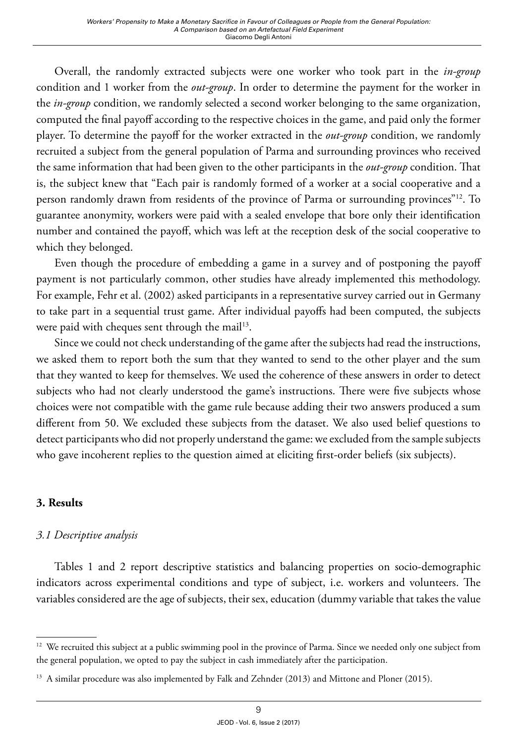Overall, the randomly extracted subjects were one worker who took part in the *in-group* condition and 1 worker from the *out-group*. In order to determine the payment for the worker in the *in-group* condition, we randomly selected a second worker belonging to the same organization, computed the final payoff according to the respective choices in the game, and paid only the former player. To determine the payoff for the worker extracted in the *out-group* condition, we randomly recruited a subject from the general population of Parma and surrounding provinces who received the same information that had been given to the other participants in the *out-group* condition. That is, the subject knew that "Each pair is randomly formed of a worker at a social cooperative and a person randomly drawn from residents of the province of Parma or surrounding provinces"[12]. To guarantee anonymity, workers were paid with a sealed envelope that bore only their identification number and contained the payoff, which was left at the reception desk of the social cooperative to which they belonged.

Even though the procedure of embedding a game in a survey and of postponing the payoff payment is not particularly common, other studies have already implemented this methodology. For example, Fehr et al. (2002) asked participants in a representative survey carried out in Germany to take part in a sequential trust game. After individual payoffs had been computed, the subjects were paid with cheques sent through the mail[13].

Since we could not check understanding of the game after the subjects had read the instructions, we asked them to report both the sum that they wanted to send to the other player and the sum that they wanted to keep for themselves. We used the coherence of these answers in order to detect subjects who had not clearly understood the game's instructions. There were five subjects whose choices were not compatible with the game rule because adding their two answers produced a sum different from 50. We excluded these subjects from the dataset. We also used belief questions to detect participants who did not properly understand the game: we excluded from the sample subjects who gave incoherent replies to the question aimed at eliciting first-order beliefs (six subjects).

## 3. Results

### *3.1 Descriptive analysis*

Tables 1 and 2 report descriptive statistics and balancing properties on socio-demographic indicators across experimental conditions and type of subject, i.e. workers and volunteers. The variables considered are the age of subjects, their sex, education (dummy variable that takes the value

---

[12] We recruited this subject at a public swimming pool in the province of Parma. Since we needed only one subject from the general population, we opted to pay the subject in cash immediately after the participation.

[13] A similar procedure was also implemented by Falk and Zehnder (2013) and Mittone and Ploner (2015).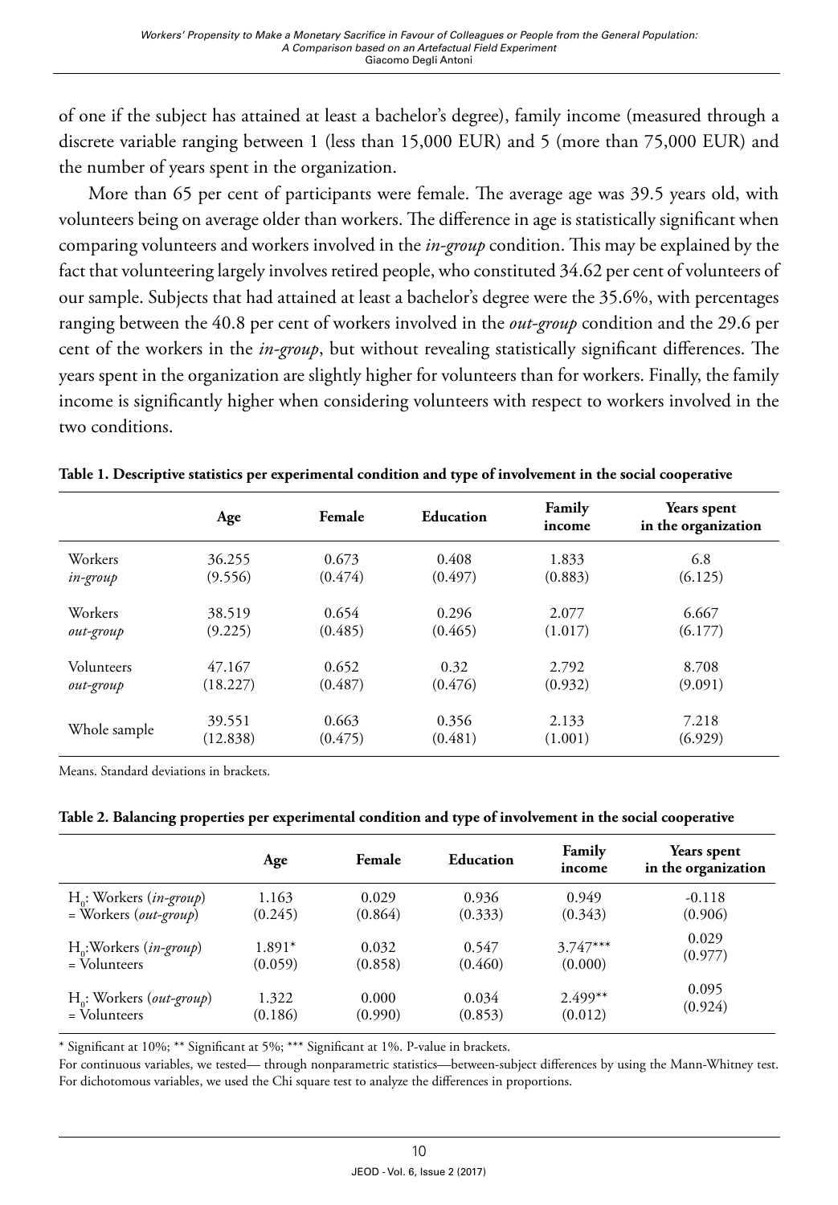of one if the subject has attained at least a bachelor's degree), family income (measured through a discrete variable ranging between 1 (less than 15,000 EUR) and 5 (more than 75,000 EUR) and the number of years spent in the organization.

More than 65 per cent of participants were female. The average age was 39.5 years old, with volunteers being on average older than workers. The difference in age is statistically significant when comparing volunteers and workers involved in the *in-group* condition. This may be explained by the fact that volunteering largely involves retired people, who constituted 34.62 per cent of volunteers of our sample. Subjects that had attained at least a bachelor's degree were the 35.6%, with percentages ranging between the 40.8 per cent of workers involved in the *out-group* condition and the 29.6 per cent of the workers in the *in-group*, but without revealing statistically significant differences. The years spent in the organization are slightly higher for volunteers than for workers. Finally, the family income is significantly higher when considering volunteers with respect to workers involved in the two conditions.

**Table 1. Descriptive statistics per experimental condition and type of involvement in the social cooperative**

| | Age | Female | Education | Family income | Years spent in the organization |
|---|---|---|---|---|---|
| Workers *in-group* | 36.255 (9.556) | 0.673 (0.474) | 0.408 (0.497) | 1.833 (0.883) | 6.8 (6.125) |
| Workers *out-group* | 38.519 (9.225) | 0.654 (0.485) | 0.296 (0.465) | 2.077 (1.017) | 6.667 (6.177) |
| Volunteers *out-group* | 47.167 (18.227) | 0.652 (0.487) | 0.32 (0.476) | 2.792 (0.932) | 8.708 (9.091) |
| Whole sample | 39.551 (12.838) | 0.663 (0.475) | 0.356 (0.481) | 2.133 (1.001) | 7.218 (6.929) |

Means. Standard deviations in brackets.

**Table 2. Balancing properties per experimental condition and type of involvement in the social cooperative**

| | Age | Female | Education | Family income | Years spent in the organization |
|---|---|---|---|---|---|
| $H_0$: Workers (*in-group*) = Workers (*out-group*) | 1.163 (0.245) | 0.029 (0.864) | 0.936 (0.333) | 0.949 (0.343) | -0.118 (0.906) |
| $H_0$:Workers (*in-group*) = Volunteers | 1.891* (0.059) | 0.032 (0.858) | 0.547 (0.460) | 3.747*** (0.000) | 0.029 (0.977) |
| $H_0$: Workers (*out-group*) = Volunteers | 1.322 (0.186) | 0.000 (0.990) | 0.034 (0.853) | 2.499** (0.012) | 0.095 (0.924) |

* Significant at 10%; ** Significant at 5%; *** Significant at 1%. P-value in brackets.

For continuous variables, we tested— through nonparametric statistics—between-subject differences by using the Mann-Whitney test. For dichotomous variables, we used the Chi square test to analyze the differences in proportions.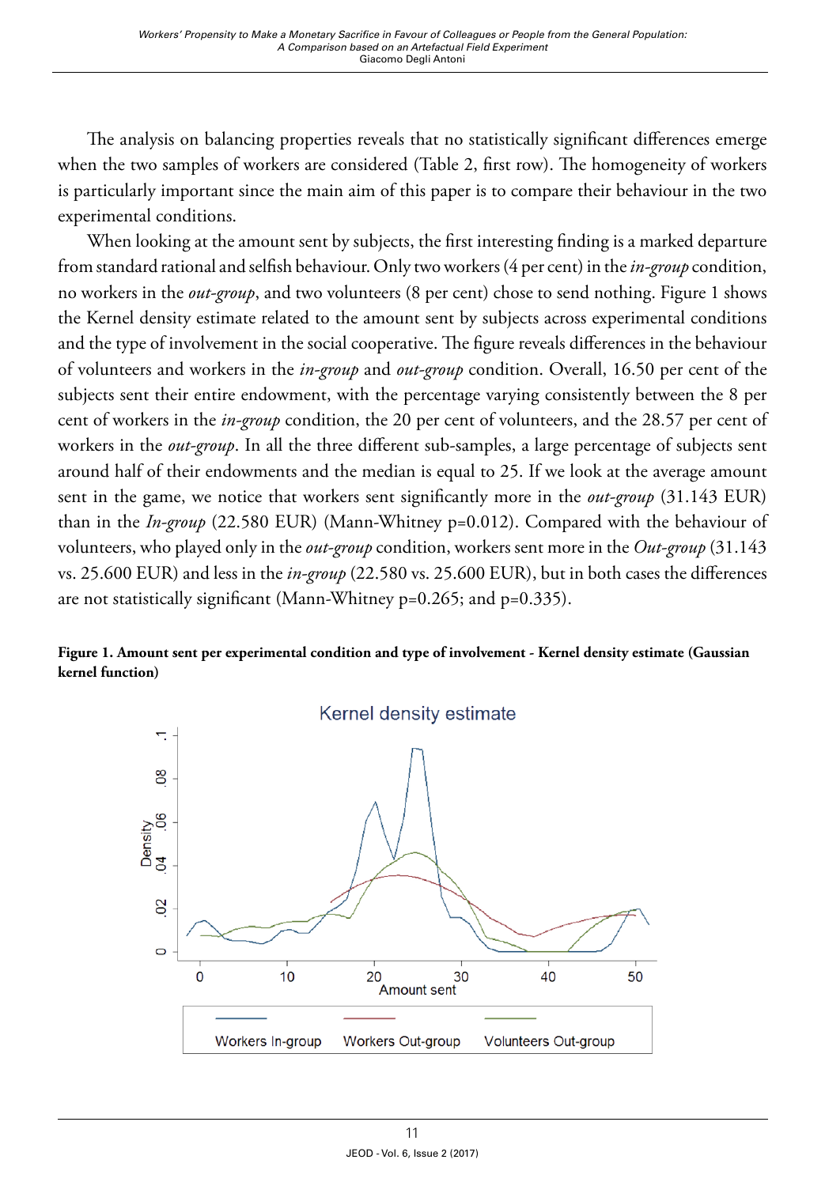The analysis on balancing properties reveals that no statistically significant differences emerge when the two samples of workers are considered (Table 2, first row). The homogeneity of workers is particularly important since the main aim of this paper is to compare their behaviour in the two experimental conditions.

When looking at the amount sent by subjects, the first interesting finding is a marked departure from standard rational and selfish behaviour. Only two workers (4 per cent) in the *in-group* condition, no workers in the *out-group*, and two volunteers (8 per cent) chose to send nothing. Figure 1 shows the Kernel density estimate related to the amount sent by subjects across experimental conditions and the type of involvement in the social cooperative. The figure reveals differences in the behaviour of volunteers and workers in the *in-group* and *out-group* condition. Overall, 16.50 per cent of the subjects sent their entire endowment, with the percentage varying consistently between the 8 per cent of workers in the *in-group* condition, the 20 per cent of volunteers, and the 28.57 per cent of workers in the *out-group*. In all the three different sub-samples, a large percentage of subjects sent around half of their endowments and the median is equal to 25. If we look at the average amount sent in the game, we notice that workers sent significantly more in the *out-group* (31.143 EUR) than in the *In-group* (22.580 EUR) (Mann-Whitney p=0.012). Compared with the behaviour of volunteers, who played only in the *out-group* condition, workers sent more in the *Out-group* (31.143 vs. 25.600 EUR) and less in the *in-group* (22.580 vs. 25.600 EUR), but in both cases the differences are not statistically significant (Mann-Whitney p=0.265; and p=0.335).

**Figure 1. Amount sent per experimental condition and type of involvement - Kernel density estimate (Gaussian kernel function)**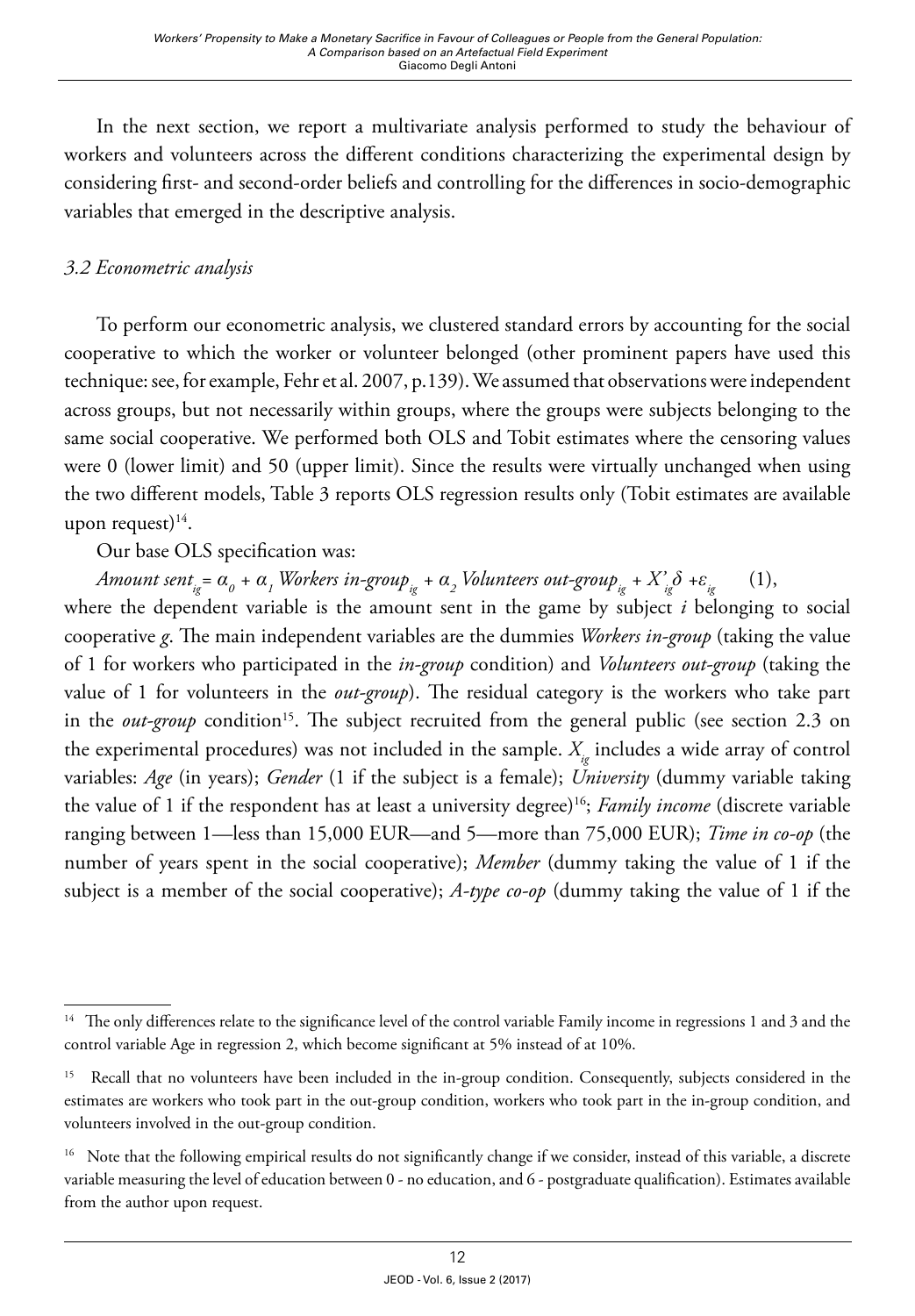In the next section, we report a multivariate analysis performed to study the behaviour of workers and volunteers across the different conditions characterizing the experimental design by considering first- and second-order beliefs and controlling for the differences in socio-demographic variables that emerged in the descriptive analysis.

### *3.2 Econometric analysis*

To perform our econometric analysis, we clustered standard errors by accounting for the social cooperative to which the worker or volunteer belonged (other prominent papers have used this technique: see, for example, Fehr et al. 2007, p.139). We assumed that observations were independent across groups, but not necessarily within groups, where the groups were subjects belonging to the same social cooperative. We performed both OLS and Tobit estimates where the censoring values were 0 (lower limit) and 50 (upper limit). Since the results were virtually unchanged when using the two different models, Table 3 reports OLS regression results only (Tobit estimates are available upon request)[14].

Our base OLS specification was:

$$Amount\ sent_{ig} = \alpha_0 + \alpha_1\ Workers\ in\text{-}group_{ig} + \alpha_2\ Volunteers\ out\text{-}group_{ig} + X'_{ig}\delta + \varepsilon_{ig} \qquad (1),$$

where the dependent variable is the amount sent in the game by subject $i$ belonging to social cooperative $g$. The main independent variables are the dummies *Workers in-group* (taking the value of 1 for workers who participated in the *in-group* condition) and *Volunteers out-group* (taking the value of 1 for volunteers in the *out-group*). The residual category is the workers who take part in the *out-group* condition[15]. The subject recruited from the general public (see section 2.3 on the experimental procedures) was not included in the sample. $X_{ig}$ includes a wide array of control variables: *Age* (in years); *Gender* (1 if the subject is a female); *University* (dummy variable taking the value of 1 if the respondent has at least a university degree)[16]; *Family income* (discrete variable ranging between 1—less than 15,000 EUR—and 5—more than 75,000 EUR); *Time in co-op* (the number of years spent in the social cooperative); *Member* (dummy taking the value of 1 if the subject is a member of the social cooperative); *A-type co-op* (dummy taking the value of 1 if the

---

[14] The only differences relate to the significance level of the control variable Family income in regressions 1 and 3 and the control variable Age in regression 2, which become significant at 5% instead of at 10%.

[15] Recall that no volunteers have been included in the in-group condition. Consequently, subjects considered in the estimates are workers who took part in the out-group condition, workers who took part in the in-group condition, and volunteers involved in the out-group condition.

[16] Note that the following empirical results do not significantly change if we consider, instead of this variable, a discrete variable measuring the level of education between 0 - no education, and 6 - postgraduate qualification). Estimates available from the author upon request.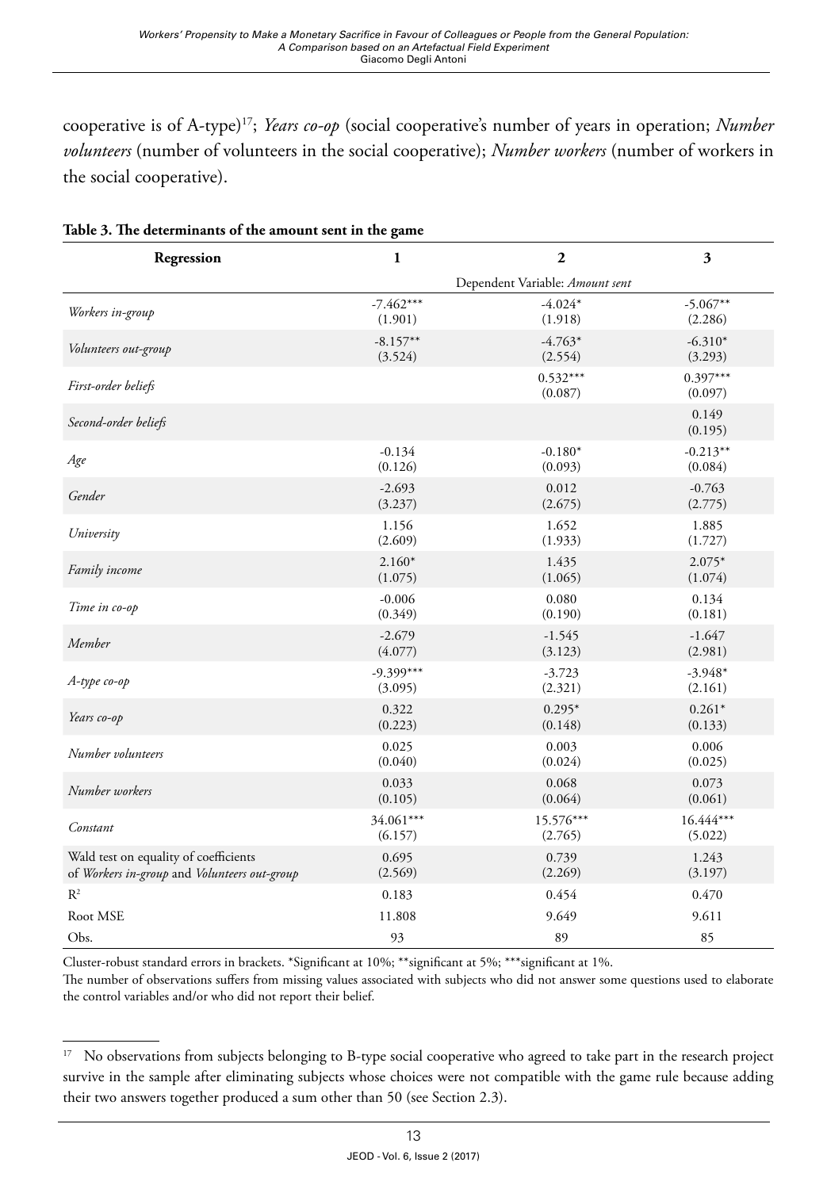cooperative is of A-type)[17]; *Years co-op* (social cooperative's number of years in operation; *Number volunteers* (number of volunteers in the social cooperative); *Number workers* (number of workers in the social cooperative).

**Table 3. The determinants of the amount sent in the game**

| Regression | 1 | 2 | 3 |
|---|---|---|---|
| | Dependent Variable: *Amount sent* | | |
| *Workers in-group* | -7.462***<br>(1.901) | -4.024*<br>(1.918) | -5.067**<br>(2.286) |
| *Volunteers out-group* | -8.157**<br>(3.524) | -4.763*<br>(2.554) | -6.310*<br>(3.293) |
| *First-order beliefs* | | 0.532***<br>(0.087) | 0.397***<br>(0.097) |
| *Second-order beliefs* | | | 0.149<br>(0.195) |
| *Age* | -0.134<br>(0.126) | -0.180*<br>(0.093) | -0.213**<br>(0.084) |
| *Gender* | -2.693<br>(3.237) | 0.012<br>(2.675) | -0.763<br>(2.775) |
| *University* | 1.156<br>(2.609) | 1.652<br>(1.933) | 1.885<br>(1.727) |
| *Family income* | 2.160*<br>(1.075) | 1.435<br>(1.065) | 2.075*<br>(1.074) |
| *Time in co-op* | -0.006<br>(0.349) | 0.080<br>(0.190) | 0.134<br>(0.181) |
| *Member* | -2.679<br>(4.077) | -1.545<br>(3.123) | -1.647<br>(2.981) |
| *A-type co-op* | -9.399***<br>(3.095) | -3.723<br>(2.321) | -3.948*<br>(2.161) |
| *Years co-op* | 0.322<br>(0.223) | 0.295*<br>(0.148) | 0.261*<br>(0.133) |
| *Number volunteers* | 0.025<br>(0.040) | 0.003<br>(0.024) | 0.006<br>(0.025) |
| *Number workers* | 0.033<br>(0.105) | 0.068<br>(0.064) | 0.073<br>(0.061) |
| *Constant* | 34.061***<br>(6.157) | 15.576***<br>(2.765) | 16.444***<br>(5.022) |
| Wald test on equality of coefficients of *Workers in-group* and *Volunteers out-group* | 0.695<br>(2.569) | 0.739<br>(2.269) | 1.243<br>(3.197) |
| $R^2$ | 0.183 | 0.454 | 0.470 |
| Root MSE | 11.808 | 9.649 | 9.611 |
| Obs. | 93 | 89 | 85 |

Cluster-robust standard errors in brackets. *Significant at 10%; **significant at 5%; ***significant at 1%.
The number of observations suffers from missing values associated with subjects who did not answer some questions used to elaborate the control variables and/or who did not report their belief.

[17] No observations from subjects belonging to B-type social cooperative who agreed to take part in the research project survive in the sample after eliminating subjects whose choices were not compatible with the game rule because adding their two answers together produced a sum other than 50 (see Section 2.3).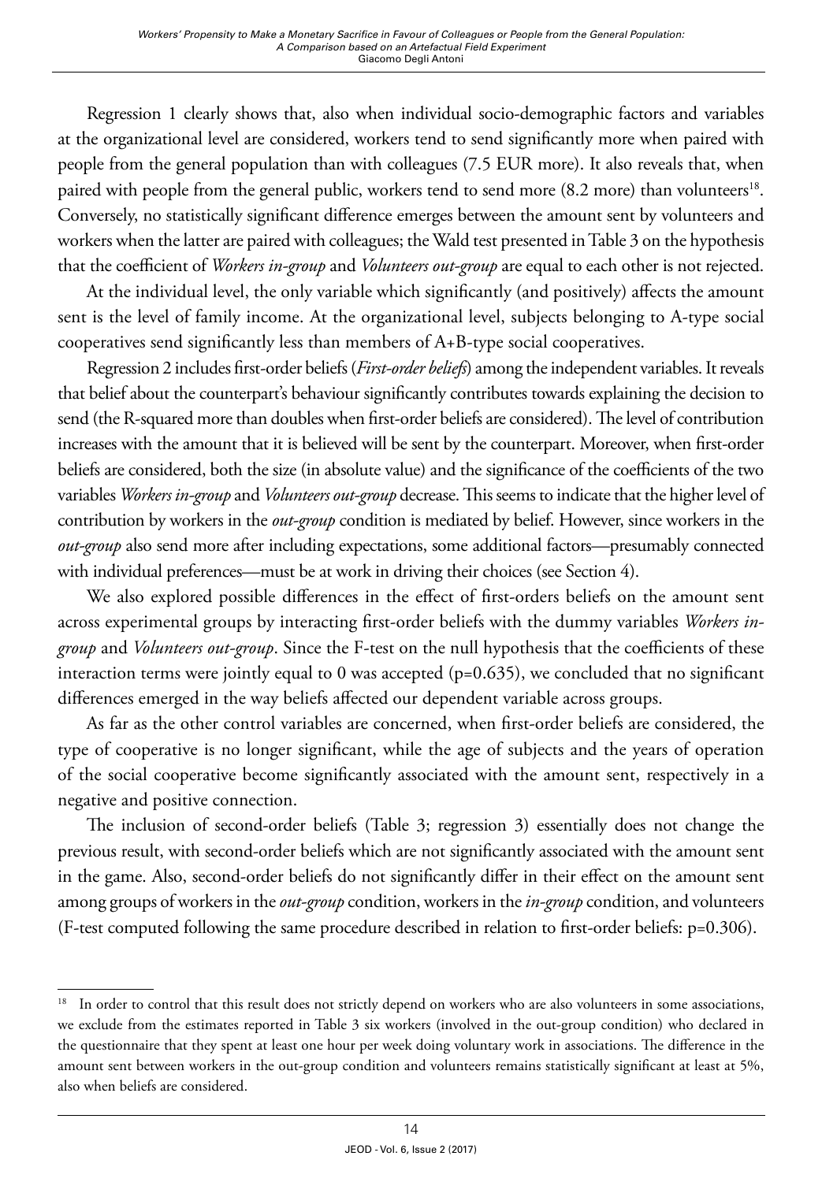Regression 1 clearly shows that, also when individual socio-demographic factors and variables at the organizational level are considered, workers tend to send significantly more when paired with people from the general population than with colleagues (7.5 EUR more). It also reveals that, when paired with people from the general public, workers tend to send more (8.2 more) than volunteers[18]. Conversely, no statistically significant difference emerges between the amount sent by volunteers and workers when the latter are paired with colleagues; the Wald test presented in Table 3 on the hypothesis that the coefficient of *Workers in-group* and *Volunteers out-group* are equal to each other is not rejected.

At the individual level, the only variable which significantly (and positively) affects the amount sent is the level of family income. At the organizational level, subjects belonging to A-type social cooperatives send significantly less than members of A+B-type social cooperatives.

Regression 2 includes first-order beliefs (*First-order beliefs*) among the independent variables. It reveals that belief about the counterpart's behaviour significantly contributes towards explaining the decision to send (the R-squared more than doubles when first-order beliefs are considered). The level of contribution increases with the amount that it is believed will be sent by the counterpart. Moreover, when first-order beliefs are considered, both the size (in absolute value) and the significance of the coefficients of the two variables *Workers in-group* and *Volunteers out-group* decrease. This seems to indicate that the higher level of contribution by workers in the *out-group* condition is mediated by belief. However, since workers in the *out-group* also send more after including expectations, some additional factors—presumably connected with individual preferences—must be at work in driving their choices (see Section 4).

We also explored possible differences in the effect of first-orders beliefs on the amount sent across experimental groups by interacting first-order beliefs with the dummy variables *Workers in-group* and *Volunteers out-group*. Since the F-test on the null hypothesis that the coefficients of these interaction terms were jointly equal to 0 was accepted (p=0.635), we concluded that no significant differences emerged in the way beliefs affected our dependent variable across groups.

As far as the other control variables are concerned, when first-order beliefs are considered, the type of cooperative is no longer significant, while the age of subjects and the years of operation of the social cooperative become significantly associated with the amount sent, respectively in a negative and positive connection.

The inclusion of second-order beliefs (Table 3; regression 3) essentially does not change the previous result, with second-order beliefs which are not significantly associated with the amount sent in the game. Also, second-order beliefs do not significantly differ in their effect on the amount sent among groups of workers in the *out-group* condition, workers in the *in-group* condition, and volunteers (F-test computed following the same procedure described in relation to first-order beliefs: p=0.306).

---

[18] In order to control that this result does not strictly depend on workers who are also volunteers in some associations, we exclude from the estimates reported in Table 3 six workers (involved in the out-group condition) who declared in the questionnaire that they spent at least one hour per week doing voluntary work in associations. The difference in the amount sent between workers in the out-group condition and volunteers remains statistically significant at least at 5%, also when beliefs are considered.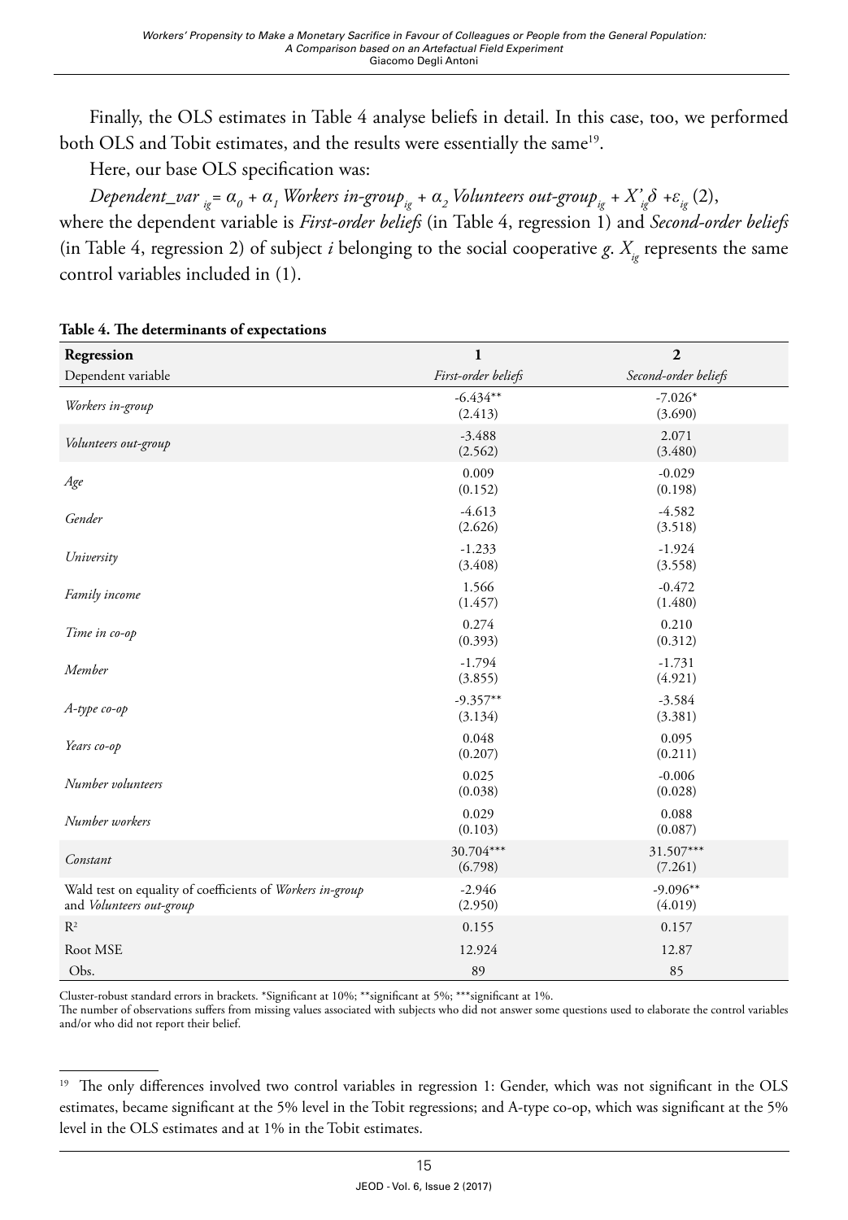Finally, the OLS estimates in Table 4 analyse beliefs in detail. In this case, too, we performed both OLS and Tobit estimates, and the results were essentially the same[19].

Here, our base OLS specification was:

$$Dependent\_var_{ig} = \alpha_0 + \alpha_1 \, Workers\ in\text{-}group_{ig} + \alpha_2 \, Volunteers\ out\text{-}group_{ig} + X'_{ig}\delta + \varepsilon_{ig} \quad (2),$$

where the dependent variable is *First-order beliefs* (in Table 4, regression 1) and *Second-order beliefs* (in Table 4, regression 2) of subject $i$ belonging to the social cooperative $g$. $X_{ig}$ represents the same control variables included in (1).

**Table 4. The determinants of expectations**

| Regression | 1 | 2 |
|---|---|---|
| Dependent variable | *First-order beliefs* | *Second-order beliefs* |
| *Workers in-group* | -6.434** (2.413) | -7.026* (3.690) |
| *Volunteers out-group* | -3.488 (2.562) | 2.071 (3.480) |
| *Age* | 0.009 (0.152) | -0.029 (0.198) |
| *Gender* | -4.613 (2.626) | -4.582 (3.518) |
| *University* | -1.233 (3.408) | -1.924 (3.558) |
| *Family income* | 1.566 (1.457) | -0.472 (1.480) |
| *Time in co-op* | 0.274 (0.393) | 0.210 (0.312) |
| *Member* | -1.794 (3.855) | -1.731 (4.921) |
| *A-type co-op* | -9.357** (3.134) | -3.584 (3.381) |
| *Years co-op* | 0.048 (0.207) | 0.095 (0.211) |
| *Number volunteers* | 0.025 (0.038) | -0.006 (0.028) |
| *Number workers* | 0.029 (0.103) | 0.088 (0.087) |
| *Constant* | 30.704*** (6.798) | 31.507*** (7.261) |
| Wald test on equality of coefficients of *Workers in-group* and *Volunteers out-group* | -2.946 (2.950) | -9.096** (4.019) |
| $R^2$ | 0.155 | 0.157 |
| Root MSE | 12.924 | 12.87 |
| Obs. | 89 | 85 |

Cluster-robust standard errors in brackets. *Significant at 10%; **significant at 5%; ***significant at 1%.
The number of observations suffers from missing values associated with subjects who did not answer some questions used to elaborate the control variables and/or who did not report their belief.

---

[19] The only differences involved two control variables in regression 1: Gender, which was not significant in the OLS estimates, became significant at the 5% level in the Tobit regressions; and A-type co-op, which was significant at the 5% level in the OLS estimates and at 1% in the Tobit estimates.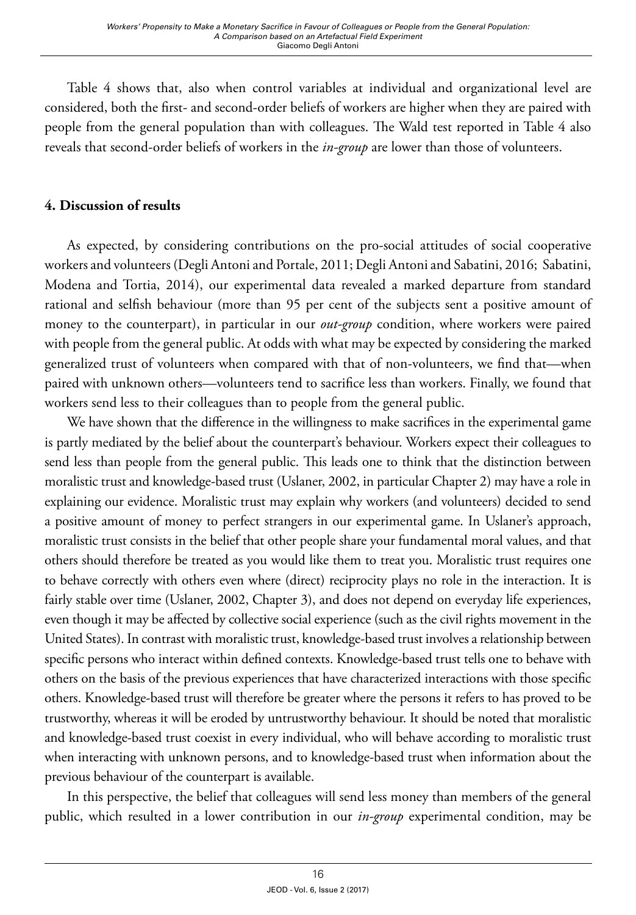Table 4 shows that, also when control variables at individual and organizational level are considered, both the first- and second-order beliefs of workers are higher when they are paired with people from the general population than with colleagues. The Wald test reported in Table 4 also reveals that second-order beliefs of workers in the *in-group* are lower than those of volunteers.

## 4. Discussion of results

As expected, by considering contributions on the pro-social attitudes of social cooperative workers and volunteers (Degli Antoni and Portale, 2011; Degli Antoni and Sabatini, 2016; Sabatini, Modena and Tortia, 2014), our experimental data revealed a marked departure from standard rational and selfish behaviour (more than 95 per cent of the subjects sent a positive amount of money to the counterpart), in particular in our *out-group* condition, where workers were paired with people from the general public. At odds with what may be expected by considering the marked generalized trust of volunteers when compared with that of non-volunteers, we find that—when paired with unknown others—volunteers tend to sacrifice less than workers. Finally, we found that workers send less to their colleagues than to people from the general public.

We have shown that the difference in the willingness to make sacrifices in the experimental game is partly mediated by the belief about the counterpart's behaviour. Workers expect their colleagues to send less than people from the general public. This leads one to think that the distinction between moralistic trust and knowledge-based trust (Uslaner, 2002, in particular Chapter 2) may have a role in explaining our evidence. Moralistic trust may explain why workers (and volunteers) decided to send a positive amount of money to perfect strangers in our experimental game. In Uslaner's approach, moralistic trust consists in the belief that other people share your fundamental moral values, and that others should therefore be treated as you would like them to treat you. Moralistic trust requires one to behave correctly with others even where (direct) reciprocity plays no role in the interaction. It is fairly stable over time (Uslaner, 2002, Chapter 3), and does not depend on everyday life experiences, even though it may be affected by collective social experience (such as the civil rights movement in the United States). In contrast with moralistic trust, knowledge-based trust involves a relationship between specific persons who interact within defined contexts. Knowledge-based trust tells one to behave with others on the basis of the previous experiences that have characterized interactions with those specific others. Knowledge-based trust will therefore be greater where the persons it refers to has proved to be trustworthy, whereas it will be eroded by untrustworthy behaviour. It should be noted that moralistic and knowledge-based trust coexist in every individual, who will behave according to moralistic trust when interacting with unknown persons, and to knowledge-based trust when information about the previous behaviour of the counterpart is available.

In this perspective, the belief that colleagues will send less money than members of the general public, which resulted in a lower contribution in our *in-group* experimental condition, may be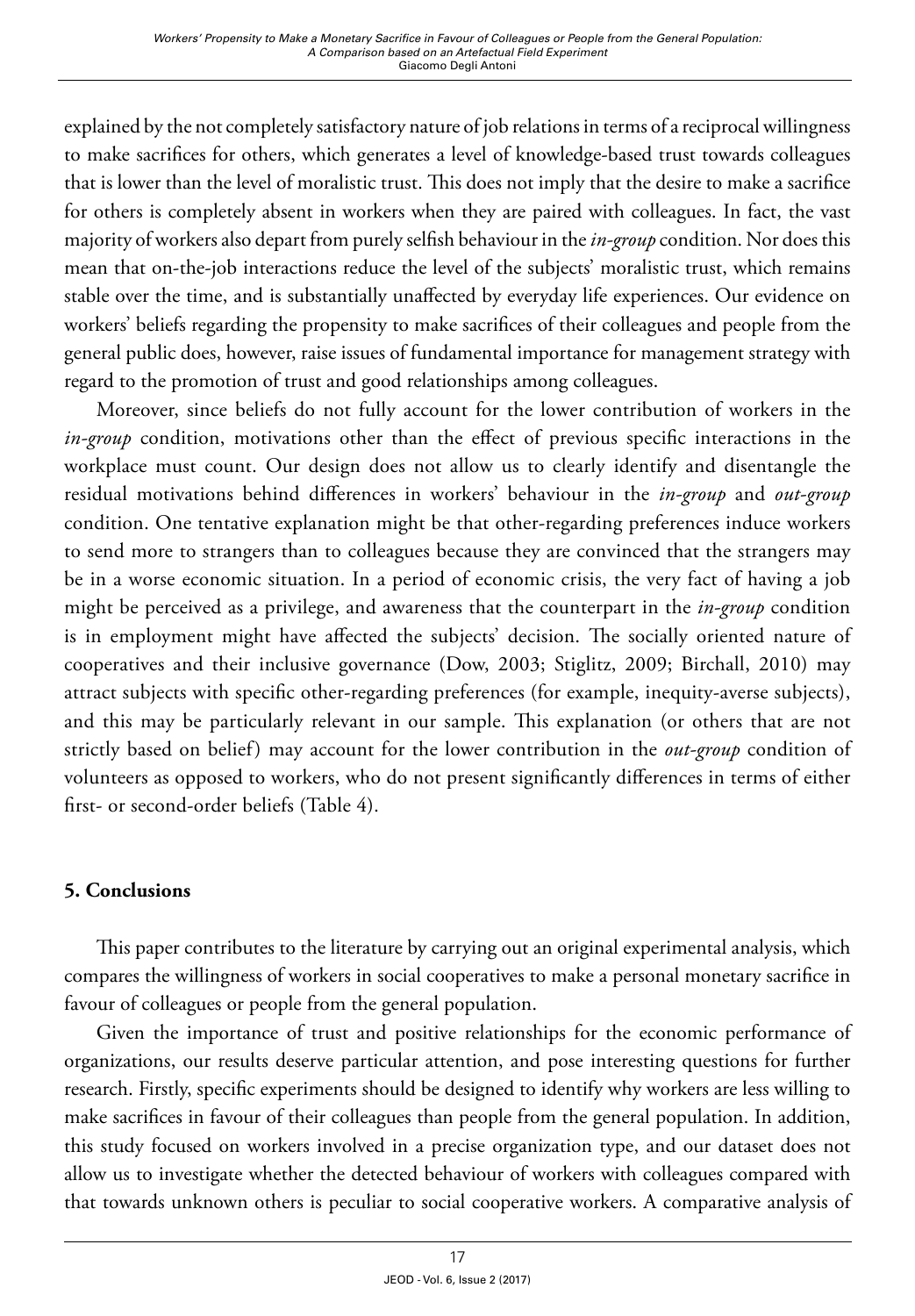explained by the not completely satisfactory nature of job relations in terms of a reciprocal willingness to make sacrifices for others, which generates a level of knowledge-based trust towards colleagues that is lower than the level of moralistic trust. This does not imply that the desire to make a sacrifice for others is completely absent in workers when they are paired with colleagues. In fact, the vast majority of workers also depart from purely selfish behaviour in the *in-group* condition. Nor does this mean that on-the-job interactions reduce the level of the subjects' moralistic trust, which remains stable over the time, and is substantially unaffected by everyday life experiences. Our evidence on workers' beliefs regarding the propensity to make sacrifices of their colleagues and people from the general public does, however, raise issues of fundamental importance for management strategy with regard to the promotion of trust and good relationships among colleagues.

Moreover, since beliefs do not fully account for the lower contribution of workers in the *in-group* condition, motivations other than the effect of previous specific interactions in the workplace must count. Our design does not allow us to clearly identify and disentangle the residual motivations behind differences in workers' behaviour in the *in-group* and *out-group* condition. One tentative explanation might be that other-regarding preferences induce workers to send more to strangers than to colleagues because they are convinced that the strangers may be in a worse economic situation. In a period of economic crisis, the very fact of having a job might be perceived as a privilege, and awareness that the counterpart in the *in-group* condition is in employment might have affected the subjects' decision. The socially oriented nature of cooperatives and their inclusive governance (Dow, 2003; Stiglitz, 2009; Birchall, 2010) may attract subjects with specific other-regarding preferences (for example, inequity-averse subjects), and this may be particularly relevant in our sample. This explanation (or others that are not strictly based on belief) may account for the lower contribution in the *out-group* condition of volunteers as opposed to workers, who do not present significantly differences in terms of either first- or second-order beliefs (Table 4).

## 5. Conclusions

This paper contributes to the literature by carrying out an original experimental analysis, which compares the willingness of workers in social cooperatives to make a personal monetary sacrifice in favour of colleagues or people from the general population.

Given the importance of trust and positive relationships for the economic performance of organizations, our results deserve particular attention, and pose interesting questions for further research. Firstly, specific experiments should be designed to identify why workers are less willing to make sacrifices in favour of their colleagues than people from the general population. In addition, this study focused on workers involved in a precise organization type, and our dataset does not allow us to investigate whether the detected behaviour of workers with colleagues compared with that towards unknown others is peculiar to social cooperative workers. A comparative analysis of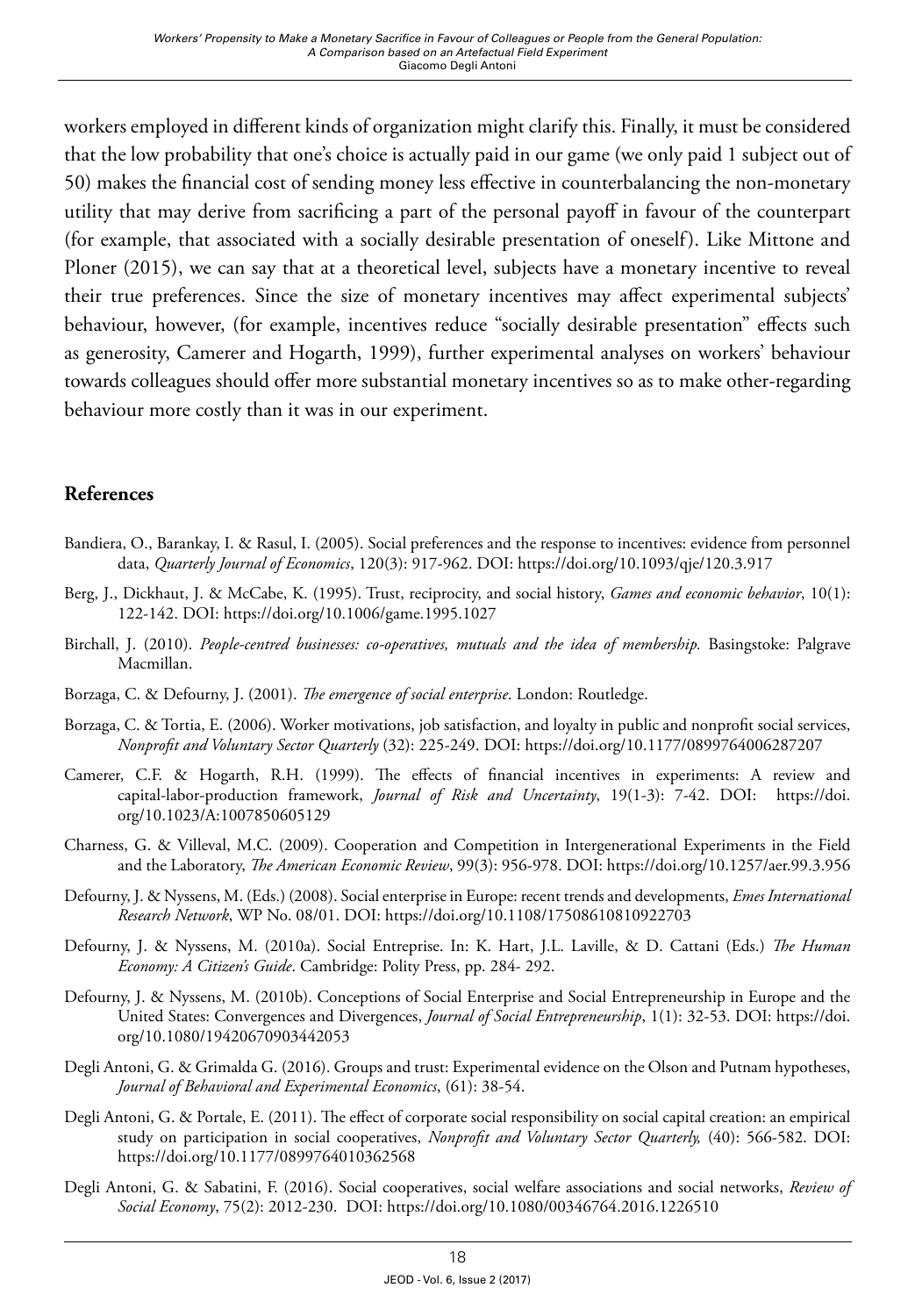workers employed in different kinds of organization might clarify this. Finally, it must be considered that the low probability that one's choice is actually paid in our game (we only paid 1 subject out of 50) makes the financial cost of sending money less effective in counterbalancing the non-monetary utility that may derive from sacrificing a part of the personal payoff in favour of the counterpart (for example, that associated with a socially desirable presentation of oneself). Like Mittone and Ploner (2015), we can say that at a theoretical level, subjects have a monetary incentive to reveal their true preferences. Since the size of monetary incentives may affect experimental subjects' behaviour, however, (for example, incentives reduce "socially desirable presentation" effects such as generosity, Camerer and Hogarth, 1999), further experimental analyses on workers' behaviour towards colleagues should offer more substantial monetary incentives so as to make other-regarding behaviour more costly than it was in our experiment.

## References

Bandiera, O., Barankay, I. & Rasul, I. (2005). Social preferences and the response to incentives: evidence from personnel data, *Quarterly Journal of Economics*, 120(3): 917-962. DOI: https://doi.org/10.1093/qje/120.3.917

Berg, J., Dickhaut, J. & McCabe, K. (1995). Trust, reciprocity, and social history, *Games and economic behavior*, 10(1): 122-142. DOI: https://doi.org/10.1006/game.1995.1027

Birchall, J. (2010). *People-centred businesses: co-operatives, mutuals and the idea of membership.* Basingstoke: Palgrave Macmillan.

Borzaga, C. & Defourny, J. (2001). *The emergence of social enterprise*. London: Routledge.

Borzaga, C. & Tortia, E. (2006). Worker motivations, job satisfaction, and loyalty in public and nonprofit social services, *Nonprofit and Voluntary Sector Quarterly* (32): 225-249. DOI: https://doi.org/10.1177/0899764006287207

Camerer, C.F. & Hogarth, R.H. (1999). The effects of financial incentives in experiments: A review and capital-labor-production framework, *Journal of Risk and Uncertainty*, 19(1-3): 7-42. DOI: https://doi.org/10.1023/A:1007850605129

Charness, G. & Villeval, M.C. (2009). Cooperation and Competition in Intergenerational Experiments in the Field and the Laboratory, *The American Economic Review*, 99(3): 956-978. DOI: https://doi.org/10.1257/aer.99.3.956

Defourny, J. & Nyssens, M. (Eds.) (2008). Social enterprise in Europe: recent trends and developments, *Emes International Research Network*, WP No. 08/01. DOI: https://doi.org/10.1108/17508610810922703

Defourny, J. & Nyssens, M. (2010a). Social Entreprise. In: K. Hart, J.L. Laville, & D. Cattani (Eds.) *The Human Economy: A Citizen's Guide*. Cambridge: Polity Press, pp. 284- 292.

Defourny, J. & Nyssens, M. (2010b). Conceptions of Social Enterprise and Social Entrepreneurship in Europe and the United States: Convergences and Divergences, *Journal of Social Entrepreneurship*, 1(1): 32-53. DOI: https://doi.org/10.1080/19420670903442053

Degli Antoni, G. & Grimalda G. (2016). Groups and trust: Experimental evidence on the Olson and Putnam hypotheses, *Journal of Behavioral and Experimental Economics*, (61): 38-54.

Degli Antoni, G. & Portale, E. (2011). The effect of corporate social responsibility on social capital creation: an empirical study on participation in social cooperatives, *Nonprofit and Voluntary Sector Quarterly,* (40): 566-582. DOI: https://doi.org/10.1177/0899764010362568

Degli Antoni, G. & Sabatini, F. (2016). Social cooperatives, social welfare associations and social networks, *Review of Social Economy*, 75(2): 2012-230. DOI: https://doi.org/10.1080/00346764.2016.1226510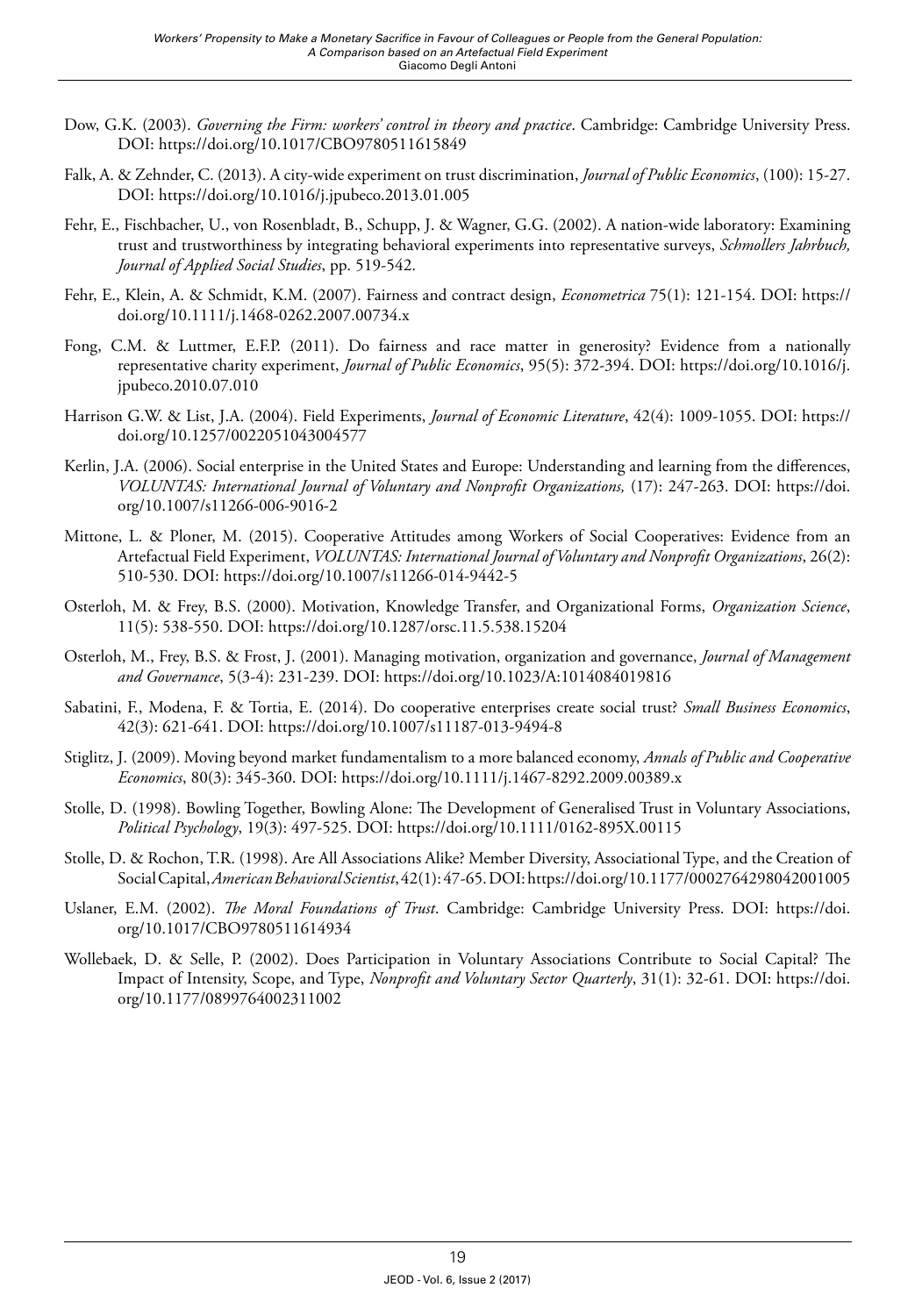Dow, G.K. (2003). *Governing the Firm: workers' control in theory and practice*. Cambridge: Cambridge University Press. DOI: https://doi.org/10.1017/CBO9780511615849

Falk, A. & Zehnder, C. (2013). A city-wide experiment on trust discrimination, *Journal of Public Economics*, (100): 15-27. DOI: https://doi.org/10.1016/j.jpubeco.2013.01.005

Fehr, E., Fischbacher, U., von Rosenbladt, B., Schupp, J. & Wagner, G.G. (2002). A nation-wide laboratory: Examining trust and trustworthiness by integrating behavioral experiments into representative surveys, *Schmollers Jahrbuch, Journal of Applied Social Studies*, pp. 519-542.

Fehr, E., Klein, A. & Schmidt, K.M. (2007). Fairness and contract design, *Econometrica* 75(1): 121-154. DOI: https://doi.org/10.1111/j.1468-0262.2007.00734.x

Fong, C.M. & Luttmer, E.F.P. (2011). Do fairness and race matter in generosity? Evidence from a nationally representative charity experiment, *Journal of Public Economics*, 95(5): 372-394. DOI: https://doi.org/10.1016/j.jpubeco.2010.07.010

Harrison G.W. & List, J.A. (2004). Field Experiments, *Journal of Economic Literature*, 42(4): 1009-1055. DOI: https://doi.org/10.1257/0022051043004577

Kerlin, J.A. (2006). Social enterprise in the United States and Europe: Understanding and learning from the differences, *VOLUNTAS: International Journal of Voluntary and Nonprofit Organizations,* (17): 247-263. DOI: https://doi.org/10.1007/s11266-006-9016-2

Mittone, L. & Ploner, M. (2015). Cooperative Attitudes among Workers of Social Cooperatives: Evidence from an Artefactual Field Experiment, *VOLUNTAS: International Journal of Voluntary and Nonprofit Organizations*, 26(2): 510-530. DOI: https://doi.org/10.1007/s11266-014-9442-5

Osterloh, M. & Frey, B.S. (2000). Motivation, Knowledge Transfer, and Organizational Forms, *Organization Science*, 11(5): 538-550. DOI: https://doi.org/10.1287/orsc.11.5.538.15204

Osterloh, M., Frey, B.S. & Frost, J. (2001). Managing motivation, organization and governance, *Journal of Management and Governance*, 5(3-4): 231-239. DOI: https://doi.org/10.1023/A:1014084019816

Sabatini, F., Modena, F. & Tortia, E. (2014). Do cooperative enterprises create social trust? *Small Business Economics*, 42(3): 621-641. DOI: https://doi.org/10.1007/s11187-013-9494-8

Stiglitz, J. (2009). Moving beyond market fundamentalism to a more balanced economy, *Annals of Public and Cooperative Economics*, 80(3): 345-360. DOI: https://doi.org/10.1111/j.1467-8292.2009.00389.x

Stolle, D. (1998). Bowling Together, Bowling Alone: The Development of Generalised Trust in Voluntary Associations, *Political Psychology*, 19(3): 497-525. DOI: https://doi.org/10.1111/0162-895X.00115

Stolle, D. & Rochon, T.R. (1998). Are All Associations Alike? Member Diversity, Associational Type, and the Creation of Social Capital, *American Behavioral Scientist*, 42(1): 47-65. DOI: https://doi.org/10.1177/0002764298042001005

Uslaner, E.M. (2002). *The Moral Foundations of Trust*. Cambridge: Cambridge University Press. DOI: https://doi.org/10.1017/CBO9780511614934

Wollebaek, D. & Selle, P. (2002). Does Participation in Voluntary Associations Contribute to Social Capital? The Impact of Intensity, Scope, and Type, *Nonprofit and Voluntary Sector Quarterly*, 31(1): 32-61. DOI: https://doi.org/10.1177/0899764002311002